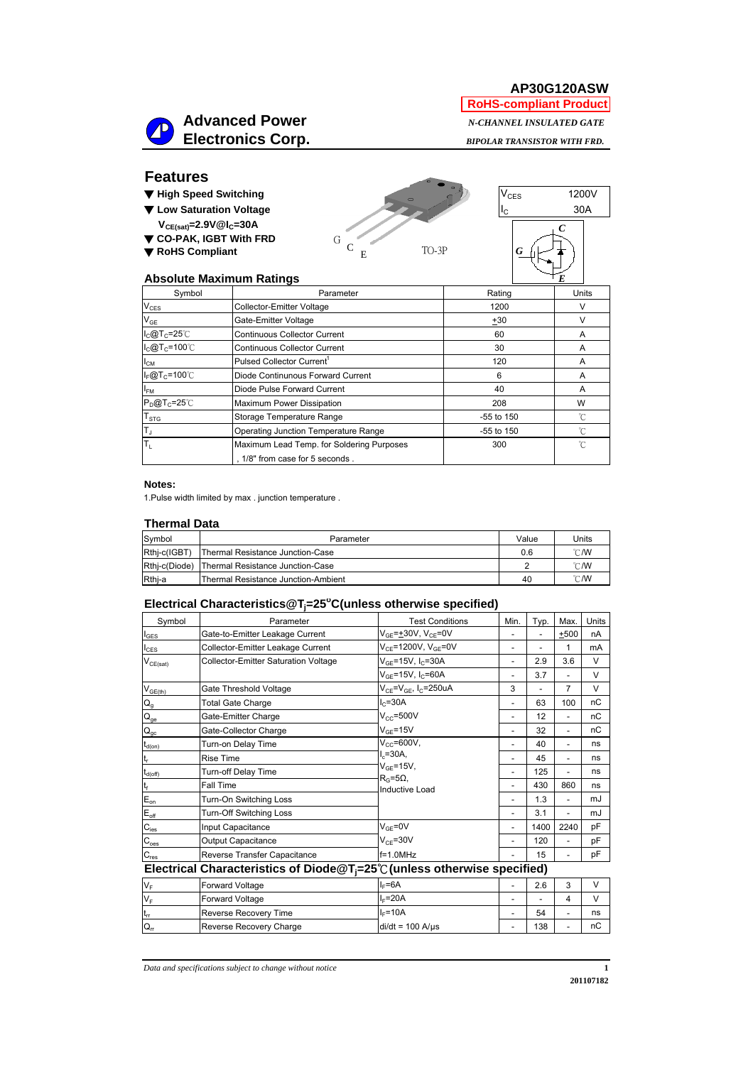# AP30G120ASW

**RoHS-compliant Product**

**Advanced Power Electronics Corp.**

*N-CHANNEL INSULATED GATE BIPOLAR TRANSISTOR WITH FRD.*

## Features

- ▼ **High Speed Switching**
- ▼ **Low Saturation Voltage**
  **$V_{CE(sat)}$=2.9V@$I_C$=30A**
- ▼ **CO-PAK, IGBT With FRD**
- ▼ **RoHS Compliant**

G C E TO-3P

| | |
|---|---|
| $V_{CES}$ | 1200V |
| $I_C$ | 30A |

### Absolute Maximum Ratings

| Symbol | Parameter | Rating | Units |
|---|---|---|---|
| $V_{CES}$ | Collector-Emitter Voltage | 1200 | V |
| $V_{GE}$ | Gate-Emitter Voltage | ±30 | V |
| $I_C$@$T_C$=25℃ | Continuous Collector Current | 60 | A |
| $I_C$@$T_C$=100℃ | Continuous Collector Current | 30 | A |
| $I_{CM}$ | Pulsed Collector Current[1] | 120 | A |
| $I_F$@$T_C$=100℃ | Diode Continunous Forward Current | 6 | A |
| $I_{FM}$ | Diode Pulse Forward Current | 40 | A |
| $P_D$@$T_C$=25℃ | Maximum Power Dissipation | 208 | W |
| $T_{STG}$ | Storage Temperature Range | -55 to 150 | ℃ |
| $T_J$ | Operating Junction Temperature Range | -55 to 150 | ℃ |
| $T_L$ | Maximum Lead Temp. for Soldering Purposes , 1/8" from case for 5 seconds . | 300 | ℃ |

**Notes:**

1.Pulse width limited by max . junction temperature .

### Thermal Data

| Symbol | Parameter | Value | Units |
|---|---|---|---|
| Rthj-c(IGBT) | Thermal Resistance Junction-Case | 0.6 | ℃/W |
| Rthj-c(Diode) | Thermal Resistance Junction-Case | 2 | ℃/W |
| Rthj-a | Thermal Resistance Junction-Ambient | 40 | ℃/W |

### Electrical Characteristics@$T_j$=25$^o$C(unless otherwise specified)

| Symbol | Parameter | Test Conditions | Min. | Typ. | Max. | Units |
|---|---|---|---|---|---|---|
| $I_{GES}$ | Gate-to-Emitter Leakage Current | $V_{GE}$=±30V, $V_{CE}$=0V | - | - | ±500 | nA |
| $I_{CES}$ | Collector-Emitter Leakage Current | $V_{CE}$=1200V, $V_{GE}$=0V | - | - | 1 | mA |
| $V_{CE(sat)}$ | Collector-Emitter Saturation Voltage | $V_{GE}$=15V, $I_C$=30A | - | 2.9 | 3.6 | V |
| | | $V_{GE}$=15V, $I_C$=60A | - | 3.7 | - | V |
| $V_{GE(th)}$ | Gate Threshold Voltage | $V_{CE}$=$V_{GE}$, $I_C$=250uA | 3 | - | 7 | V |
| $Q_g$ | Total Gate Charge | $I_C$=30A | - | 63 | 100 | nC |
| $Q_{ge}$ | Gate-Emitter Charge | $V_{CC}$=500V | - | 12 | - | nC |
| $Q_{gc}$ | Gate-Collector Charge | $V_{GE}$=15V | - | 32 | - | nC |
| $t_{d(on)}$ | Turn-on Delay Time | $V_{CC}$=600V, $I_c$=30A, $V_{GE}$=15V, $R_G$=5Ω, Inductive Load | - | 40 | - | ns |
| $t_r$ | Rise Time | | - | 45 | - | ns |
| $t_{d(off)}$ | Turn-off Delay Time | | - | 125 | - | ns |
| $t_f$ | Fall Time | | - | 430 | 860 | ns |
| $E_{on}$ | Turn-On Switching Loss | | - | 1.3 | - | mJ |
| $E_{off}$ | Turn-Off Switching Loss | | - | 3.1 | - | mJ |
| $C_{ies}$ | Input Capacitance | $V_{GE}$=0V | - | 1400 | 2240 | pF |
| $C_{oes}$ | Output Capacitance | $V_{CE}$=30V | - | 120 | - | pF |
| $C_{res}$ | Reverse Transfer Capacitance | f=1.0MHz | - | 15 | - | pF |

### Electrical Characteristics of Diode@$T_j$=25℃(unless otherwise specified)

| Symbol | Parameter | Test Conditions | Min. | Typ. | Max. | Units |
|---|---|---|---|---|---|---|
| $V_F$ | Forward Voltage | $I_F$=6A | - | 2.6 | 3 | V |
| $V_F$ | Forward Voltage | $I_F$=20A | - | - | 4 | V |
| $t_{rr}$ | Reverse Recovery Time | $I_F$=10A | - | 54 | - | ns |
| $Q_{rr}$ | Reverse Recovery Charge | di/dt = 100 A/μs | - | 138 | - | nC |

*Data and specifications subject to change without notice*

201107182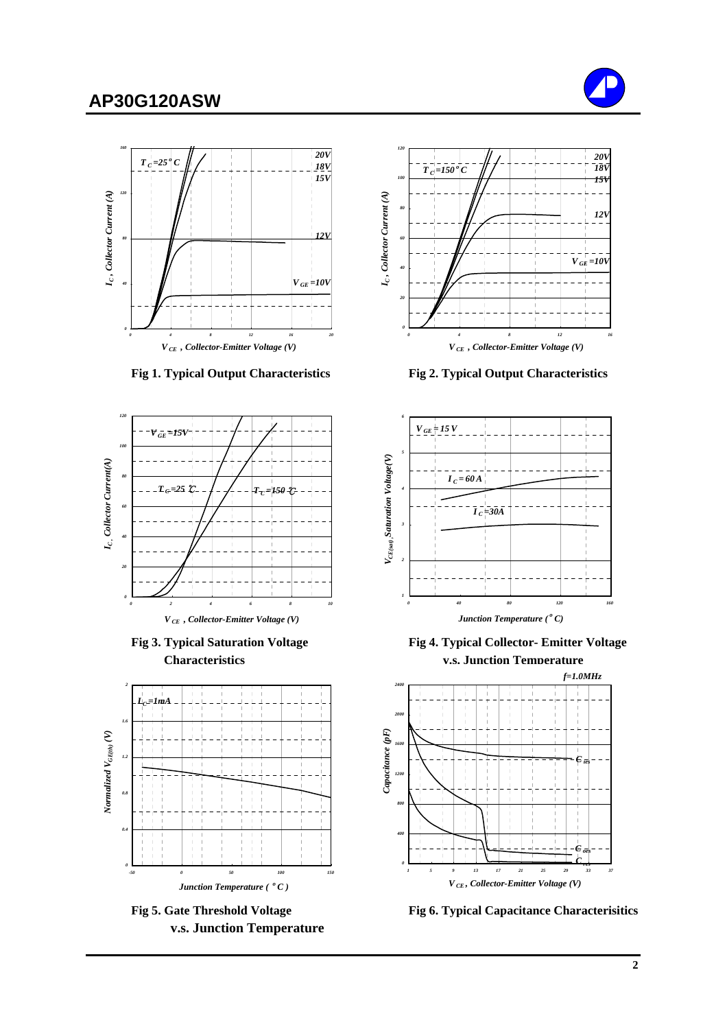Fig 1. Typical Output Characteristics

Fig 2. Typical Output Characteristics

Fig 3. Typical Saturation Voltage Characteristics

Fig 4. Typical Collector- Emitter Voltage v.s. Junction Temperature

Fig 5. Gate Threshold Voltage v.s. Junction Temperature

Fig 6. Typical Capacitance Characterisitics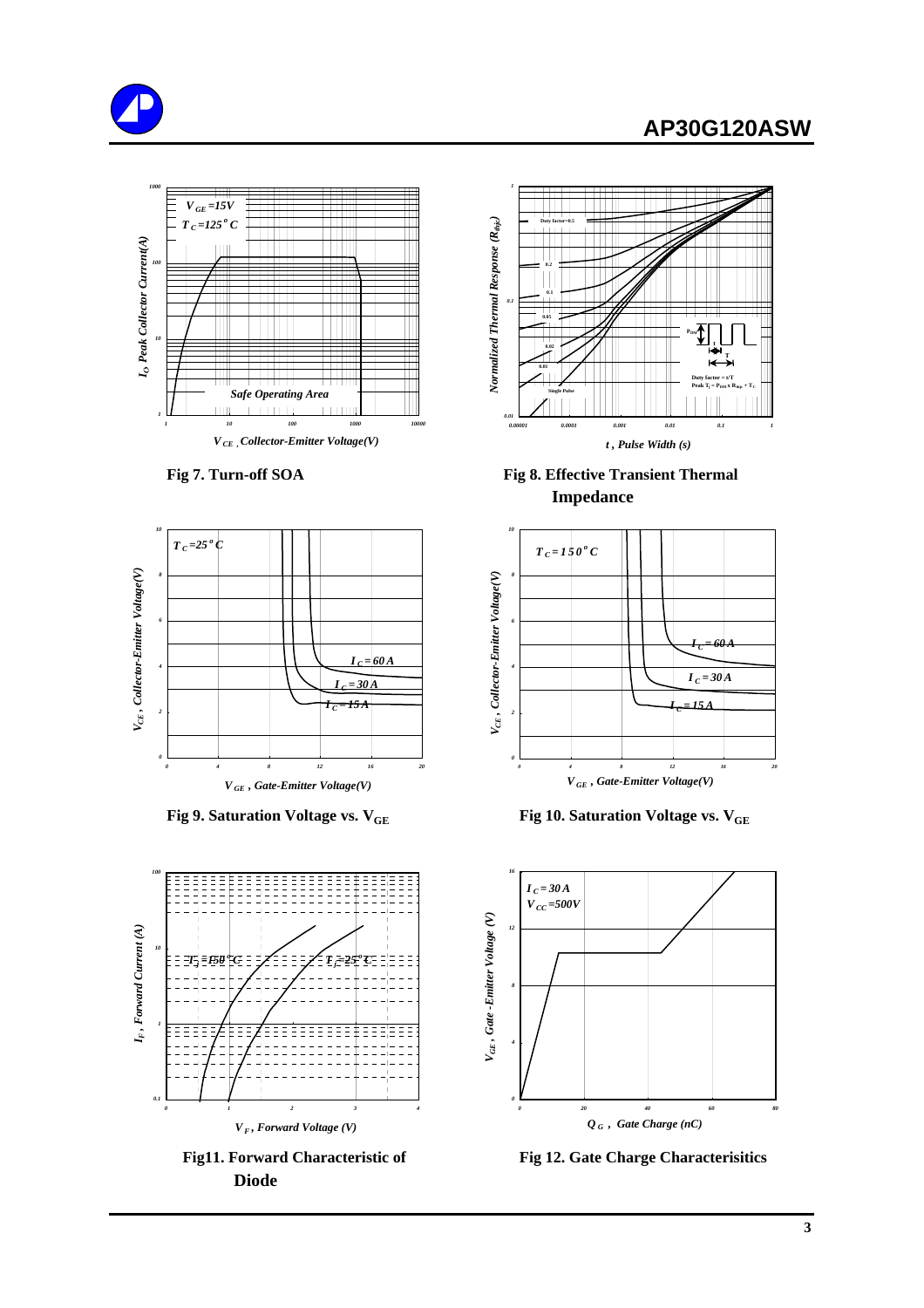Fig 7. Turn-off SOA

Fig 8. Effective Transient Thermal Impedance

Fig 9. Saturation Voltage vs. $V_{GE}$

Fig 10. Saturation Voltage vs. $V_{GE}$

Fig11. Forward Characteristic of Diode

Fig 12. Gate Charge Characterisitics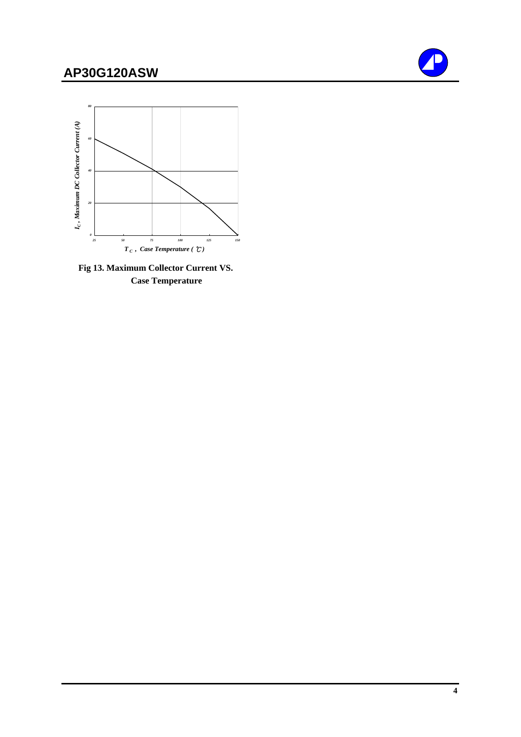80

60

40

20

0

25 50 75 100 125 150

$I_C$, Maximum DC Collector Current (A)

$T_C$ , Case Temperature ( ℃)

**Fig 13. Maximum Collector Current VS. Case Temperature**